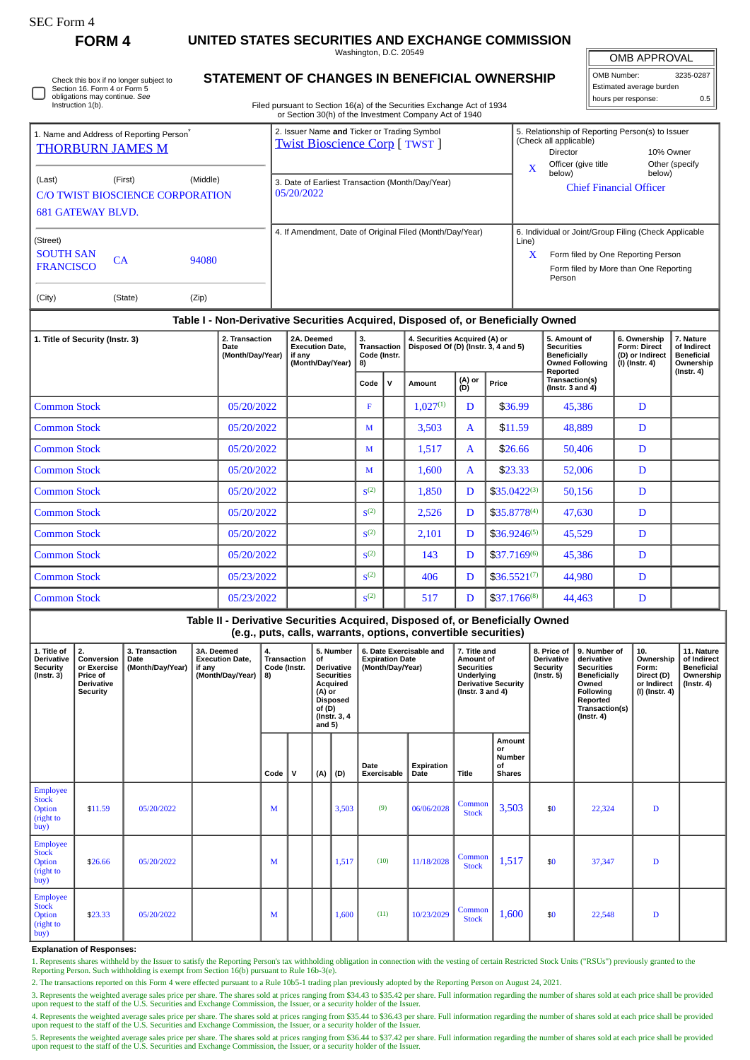SEC Form 4

# FORM 4

## UNITED STATES SECURITIES AND EXCHANGE COMMISSION

Washington, D.C. 20549

## STATEMENT OF CHANGES IN BENEFICIAL OWNERSHIP

Filed pursuant to Section 16(a) of the Securities Exchange Act of 1934 or Section 30(h) of the Investment Company Act of 1940

| OMB APPROVAL | |
|---|---|
| OMB Number: | 3235-0287 |
| Estimated average burden | |
| hours per response: | 0.5 |

☐ Check this box if no longer subject to Section 16. Form 4 or Form 5 obligations may continue. *See* Instruction 1(b).

**1. Name and Address of Reporting Person***

THORBURN JAMES M

(Last) (First) (Middle)

C/O TWIST BIOSCIENCE CORPORATION

681 GATEWAY BLVD.

(Street)

SOUTH SAN FRANCISCO CA 94080

(City) (State) (Zip)

**2. Issuer Name and Ticker or Trading Symbol**

Twist Bioscience Corp [ TWST ]

**3. Date of Earliest Transaction (Month/Day/Year)**

05/20/2022

**4. If Amendment, Date of Original Filed (Month/Day/Year)**

**5. Relationship of Reporting Person(s) to Issuer (Check all applicable)**

Director | 10% Owner

X Officer (give title below) | Other (specify below)

Chief Financial Officer

**6. Individual or Joint/Group Filing (Check Applicable Line)**

X Form filed by One Reporting Person

Form filed by More than One Reporting Person

### Table I - Non-Derivative Securities Acquired, Disposed of, or Beneficially Owned

| 1. Title of Security (Instr. 3) | 2. Transaction Date (Month/Day/Year) | 2A. Deemed Execution Date, if any (Month/Day/Year) | 3. Transaction Code (Instr. 8) | | 4. Securities Acquired (A) or Disposed Of (D) (Instr. 3, 4 and 5) | | | 5. Amount of Securities Beneficially Owned Following Reported Transaction(s) (Instr. 3 and 4) | 6. Ownership Form: Direct (D) or Indirect (I) (Instr. 4) | 7. Nature of Indirect Beneficial Ownership (Instr. 4) |
|---|---|---|---|---|---|---|---|---|---|---|
| | | | Code | V | Amount | (A) or (D) | Price | | | |
| Common Stock | 05/20/2022 | | F | | 1,027[1] | D | $36.99 | 45,386 | D | |
| Common Stock | 05/20/2022 | | M | | 3,503 | A | $11.59 | 48,889 | D | |
| Common Stock | 05/20/2022 | | M | | 1,517 | A | $26.66 | 50,406 | D | |
| Common Stock | 05/20/2022 | | M | | 1,600 | A | $23.33 | 52,006 | D | |
| Common Stock | 05/20/2022 | | S[2] | | 1,850 | D | $35.0422[3] | 50,156 | D | |
| Common Stock | 05/20/2022 | | S[2] | | 2,526 | D | $35.8778[4] | 47,630 | D | |
| Common Stock | 05/20/2022 | | S[2] | | 2,101 | D | $36.9246[5] | 45,529 | D | |
| Common Stock | 05/20/2022 | | S[2] | | 143 | D | $37.7169[6] | 45,386 | D | |
| Common Stock | 05/23/2022 | | S[2] | | 406 | D | $36.5521[7] | 44,980 | D | |
| Common Stock | 05/23/2022 | | S[2] | | 517 | D | $37.1766[8] | 44,463 | D | |

### Table II - Derivative Securities Acquired, Disposed of, or Beneficially Owned (e.g., puts, calls, warrants, options, convertible securities)

| 1. Title of Derivative Security (Instr. 3) | 2. Conversion or Exercise Price of Derivative Security | 3. Transaction Date (Month/Day/Year) | 3A. Deemed Execution Date, if any (Month/Day/Year) | 4. Transaction Code (Instr. 8) | | 5. Number of Derivative Securities Acquired (A) or Disposed of (D) (Instr. 3, 4 and 5) | | 6. Date Exercisable and Expiration Date (Month/Day/Year) | | 7. Title and Amount of Securities Underlying Derivative Security (Instr. 3 and 4) | | 8. Price of Derivative Security (Instr. 5) | 9. Number of derivative Securities Beneficially Owned Following Reported Transaction(s) (Instr. 4) | 10. Ownership Form: Direct (D) or Indirect (I) (Instr. 4) | 11. Nature of Indirect Beneficial Ownership (Instr. 4) |
|---|---|---|---|---|---|---|---|---|---|---|---|---|---|---|---|
| | | | | Code | V | (A) | (D) | Date Exercisable | Expiration Date | Title | Amount or Number of Shares | | | | |
| Employee Stock Option (right to buy) | $11.59 | 05/20/2022 | | M | | | 3,503 | (9) | 06/06/2028 | Common Stock | 3,503 | $0 | 22,324 | D | |
| Employee Stock Option (right to buy) | $26.66 | 05/20/2022 | | M | | | 1,517 | (10) | 11/18/2028 | Common Stock | 1,517 | $0 | 37,347 | D | |
| Employee Stock Option (right to buy) | $23.33 | 05/20/2022 | | M | | | 1,600 | (11) | 10/23/2029 | Common Stock | 1,600 | $0 | 22,548 | D | |

**Explanation of Responses:**

1. Represents shares withheld by the Issuer to satisfy the Reporting Person's tax withholding obligation in connection with the vesting of certain Restricted Stock Units ("RSUs") previously granted to the Reporting Person. Such withholding is exempt from Section 16(b) pursuant to Rule 16b-3(e).

2. The transactions reported on this Form 4 were effected pursuant to a Rule 10b5-1 trading plan previously adopted by the Reporting Person on August 24, 2021.

3. Represents the weighted average sales price per share. The shares sold at prices ranging from $34.43 to $35.42 per share. Full information regarding the number of shares sold at each price shall be provided upon request to the staff of the U.S. Securities and Exchange Commission, the Issuer, or a security holder of the Issuer.

4. Represents the weighted average sales price per share. The shares sold at prices ranging from $35.44 to $36.43 per share. Full information regarding the number of shares sold at each price shall be provided upon request to the staff of the U.S. Securities and Exchange Commission, the Issuer, or a security holder of the Issuer.

5. Represents the weighted average sales price per share. The shares sold at prices ranging from $36.44 to $37.42 per share. Full information regarding the number of shares sold at each price shall be provided upon request to the staff of the U.S. Securities and Exchange Commission, the Issuer, or a security holder of the Issuer.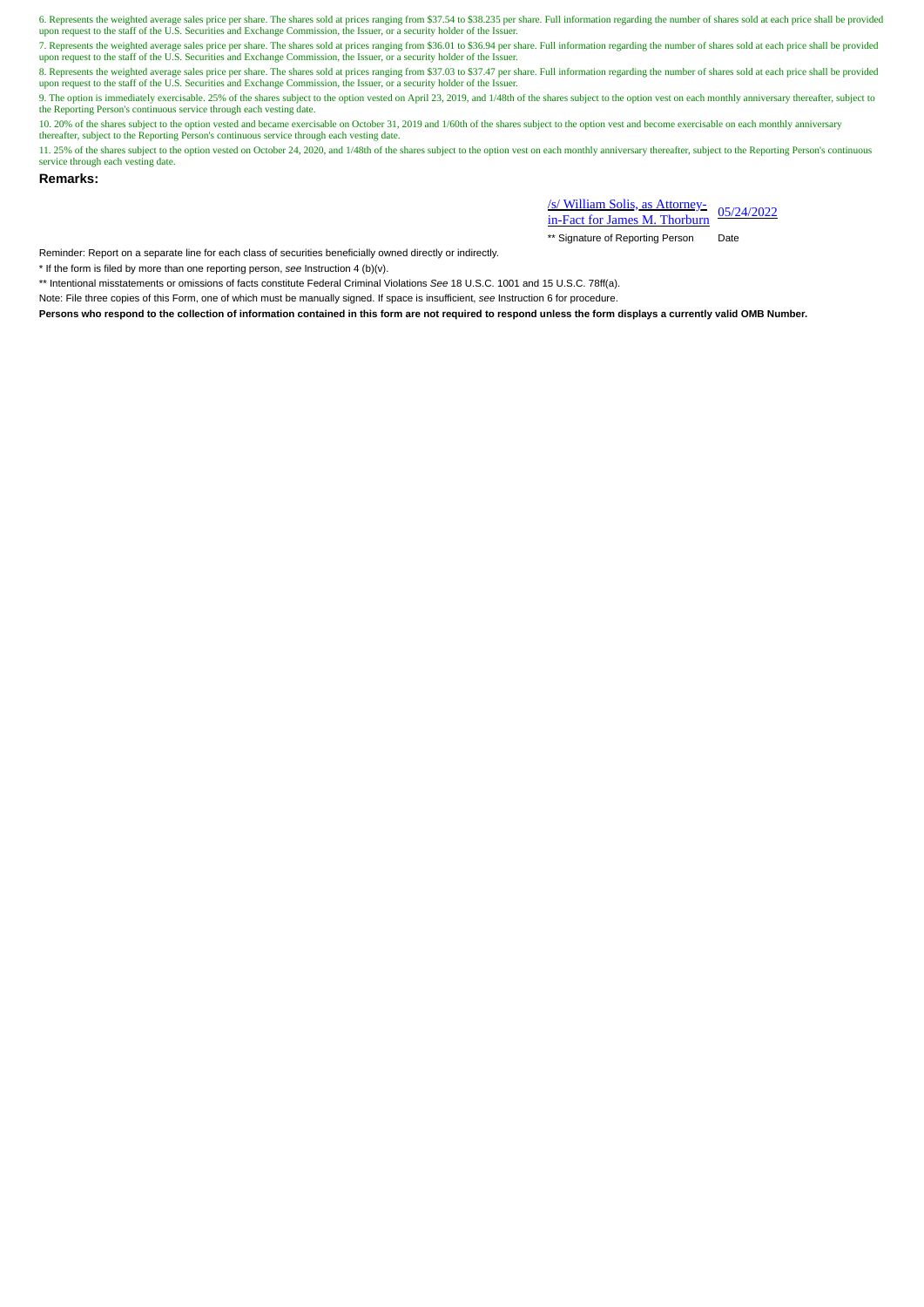6. Represents the weighted average sales price per share. The shares sold at prices ranging from $37.54 to $38.235 per share. Full information regarding the number of shares sold at each price shall be provided upon request to the staff of the U.S. Securities and Exchange Commission, the Issuer, or a security holder of the Issuer.

7. Represents the weighted average sales price per share. The shares sold at prices ranging from $36.01 to $36.94 per share. Full information regarding the number of shares sold at each price shall be provided upon request to the staff of the U.S. Securities and Exchange Commission, the Issuer, or a security holder of the Issuer.

8. Represents the weighted average sales price per share. The shares sold at prices ranging from $37.03 to $37.47 per share. Full information regarding the number of shares sold at each price shall be provided upon request to the staff of the U.S. Securities and Exchange Commission, the Issuer, or a security holder of the Issuer.

9. The option is immediately exercisable. 25% of the shares subject to the option vested on April 23, 2019, and 1/48th of the shares subject to the option vest on each monthly anniversary thereafter, subject to the Reporting Person's continuous service through each vesting date.

10. 20% of the shares subject to the option vested and became exercisable on October 31, 2019 and 1/60th of the shares subject to the option vest and become exercisable on each monthly anniversary thereafter, subject to the Reporting Person's continuous service through each vesting date.

11. 25% of the shares subject to the option vested on October 24, 2020, and 1/48th of the shares subject to the option vest on each monthly anniversary thereafter, subject to the Reporting Person's continuous service through each vesting date.

**Remarks:**

| /s/ William Solis, as Attorney-in-Fact for James M. Thorburn | 05/24/2022 |
|---|---|
| ** Signature of Reporting Person | Date |

Reminder: Report on a separate line for each class of securities beneficially owned directly or indirectly.

* If the form is filed by more than one reporting person, *see* Instruction 4 (b)(v).

** Intentional misstatements or omissions of facts constitute Federal Criminal Violations *See* 18 U.S.C. 1001 and 15 U.S.C. 78ff(a).

Note: File three copies of this Form, one of which must be manually signed. If space is insufficient, *see* Instruction 6 for procedure.

**Persons who respond to the collection of information contained in this form are not required to respond unless the form displays a currently valid OMB Number.**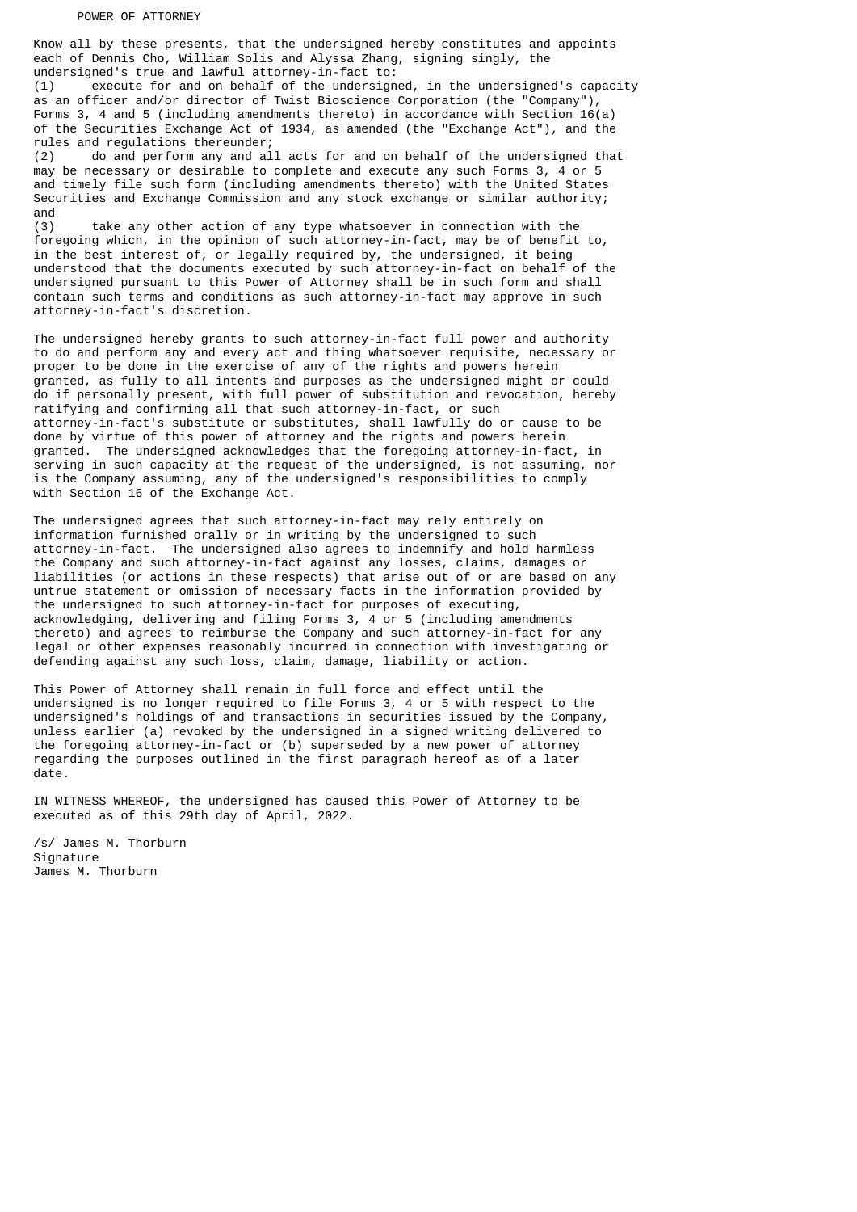# POWER OF ATTORNEY

Know all by these presents, that the undersigned hereby constitutes and appoints each of Dennis Cho, William Solis and Alyssa Zhang, signing singly, the undersigned's true and lawful attorney-in-fact to:

(1) execute for and on behalf of the undersigned, in the undersigned's capacity as an officer and/or director of Twist Bioscience Corporation (the "Company"), Forms 3, 4 and 5 (including amendments thereto) in accordance with Section 16(a) of the Securities Exchange Act of 1934, as amended (the "Exchange Act"), and the rules and regulations thereunder;

(2) do and perform any and all acts for and on behalf of the undersigned that may be necessary or desirable to complete and execute any such Forms 3, 4 or 5 and timely file such form (including amendments thereto) with the United States Securities and Exchange Commission and any stock exchange or similar authority; and

(3) take any other action of any type whatsoever in connection with the foregoing which, in the opinion of such attorney-in-fact, may be of benefit to, in the best interest of, or legally required by, the undersigned, it being understood that the documents executed by such attorney-in-fact on behalf of the undersigned pursuant to this Power of Attorney shall be in such form and shall contain such terms and conditions as such attorney-in-fact may approve in such attorney-in-fact's discretion.

The undersigned hereby grants to such attorney-in-fact full power and authority to do and perform any and every act and thing whatsoever requisite, necessary or proper to be done in the exercise of any of the rights and powers herein granted, as fully to all intents and purposes as the undersigned might or could do if personally present, with full power of substitution and revocation, hereby ratifying and confirming all that such attorney-in-fact, or such attorney-in-fact's substitute or substitutes, shall lawfully do or cause to be done by virtue of this power of attorney and the rights and powers herein granted. The undersigned acknowledges that the foregoing attorney-in-fact, in serving in such capacity at the request of the undersigned, is not assuming, nor is the Company assuming, any of the undersigned's responsibilities to comply with Section 16 of the Exchange Act.

The undersigned agrees that such attorney-in-fact may rely entirely on information furnished orally or in writing by the undersigned to such attorney-in-fact. The undersigned also agrees to indemnify and hold harmless the Company and such attorney-in-fact against any losses, claims, damages or liabilities (or actions in these respects) that arise out of or are based on any untrue statement or omission of necessary facts in the information provided by the undersigned to such attorney-in-fact for purposes of executing, acknowledging, delivering and filing Forms 3, 4 or 5 (including amendments thereto) and agrees to reimburse the Company and such attorney-in-fact for any legal or other expenses reasonably incurred in connection with investigating or defending against any such loss, claim, damage, liability or action.

This Power of Attorney shall remain in full force and effect until the undersigned is no longer required to file Forms 3, 4 or 5 with respect to the undersigned's holdings of and transactions in securities issued by the Company, unless earlier (a) revoked by the undersigned in a signed writing delivered to the foregoing attorney-in-fact or (b) superseded by a new power of attorney regarding the purposes outlined in the first paragraph hereof as of a later date.

IN WITNESS WHEREOF, the undersigned has caused this Power of Attorney to be executed as of this 29th day of April, 2022.

/s/ James M. Thorburn
Signature
James M. Thorburn